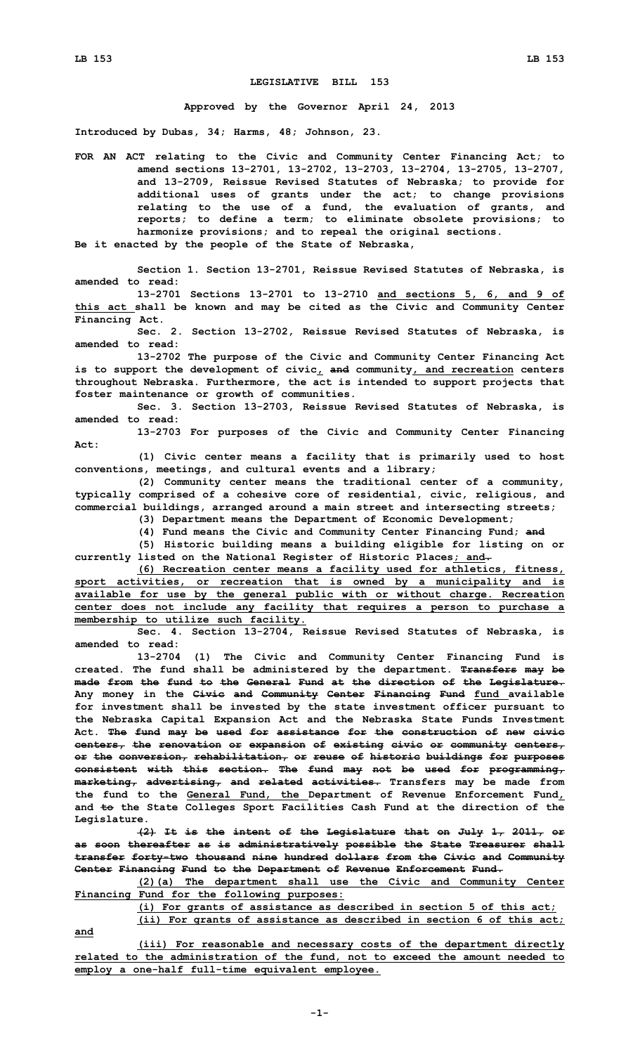# LEGISLATIVE BILL 153

**Approved by the Governor April 24, 2013**

**Introduced by Dubas, 34; Harms, 48; Johnson, 23.**

**FOR AN ACT relating to the Civic and Community Center Financing Act; to amend sections 13-2701, 13-2702, 13-2703, 13-2704, 13-2705, 13-2707, and 13-2709, Reissue Revised Statutes of Nebraska; to provide for additional uses of grants under the act; to change provisions relating to the use of a fund, the evaluation of grants, and reports; to define a term; to eliminate obsolete provisions; to harmonize provisions; and to repeal the original sections.**

**Be it enacted by the people of the State of Nebraska,**

**Section 1. Section 13-2701, Reissue Revised Statutes of Nebraska, is amended to read:**

**13-2701 Sections 13-2701 to 13-2710 and sections 5, 6, and 9 of this act shall be known and may be cited as the Civic and Community Center Financing Act.**

**Sec. 2. Section 13-2702, Reissue Revised Statutes of Nebraska, is amended to read:**

**13-2702 The purpose of the Civic and Community Center Financing Act is to support the development of civic, ~~and~~ community, and recreation centers throughout Nebraska. Furthermore, the act is intended to support projects that foster maintenance or growth of communities.**

**Sec. 3. Section 13-2703, Reissue Revised Statutes of Nebraska, is amended to read:**

**13-2703 For purposes of the Civic and Community Center Financing Act:**

**(1) Civic center means a facility that is primarily used to host conventions, meetings, and cultural events and a library;**

**(2) Community center means the traditional center of a community, typically comprised of a cohesive core of residential, civic, religious, and commercial buildings, arranged around a main street and intersecting streets;**

**(3) Department means the Department of Economic Development;**

**(4) Fund means the Civic and Community Center Financing Fund; ~~and~~**

**(5) Historic building means a building eligible for listing on or currently listed on the National Register of Historic Places; and~~.~~**

**(6) Recreation center means a facility used for athletics, fitness, sport activities, or recreation that is owned by a municipality and is available for use by the general public with or without charge. Recreation center does not include any facility that requires a person to purchase a membership to utilize such facility.**

**Sec. 4. Section 13-2704, Reissue Revised Statutes of Nebraska, is amended to read:**

**13-2704 (1) The Civic and Community Center Financing Fund is created. The fund shall be administered by the department. ~~Transfers may be made from the fund to the General Fund at the direction of the Legislature.~~ Any money in the ~~Civic and Community Center Financing Fund~~ fund available for investment shall be invested by the state investment officer pursuant to the Nebraska Capital Expansion Act and the Nebraska State Funds Investment Act. ~~The fund may be used for assistance for the construction of new civic centers, the renovation or expansion of existing civic or community centers, or the conversion, rehabilitation, or reuse of historic buildings for purposes consistent with this section. The fund may not be used for programming, marketing, advertising, and related activities.~~ Transfers may be made from the fund to the General Fund, the Department of Revenue Enforcement Fund, and ~~to~~ the State Colleges Sport Facilities Cash Fund at the direction of the Legislature.**

**~~(2) It is the intent of the Legislature that on July 1, 2011, or as soon thereafter as is administratively possible the State Treasurer shall transfer forty-two thousand nine hundred dollars from the Civic and Community Center Financing Fund to the Department of Revenue Enforcement Fund.~~**

**(2)(a) The department shall use the Civic and Community Center Financing Fund for the following purposes:**

**(i) For grants of assistance as described in section 5 of this act;**

**(ii) For grants of assistance as described in section 6 of this act; and**

**(iii) For reasonable and necessary costs of the department directly related to the administration of the fund, not to exceed the amount needed to employ a one-half full-time equivalent employee.**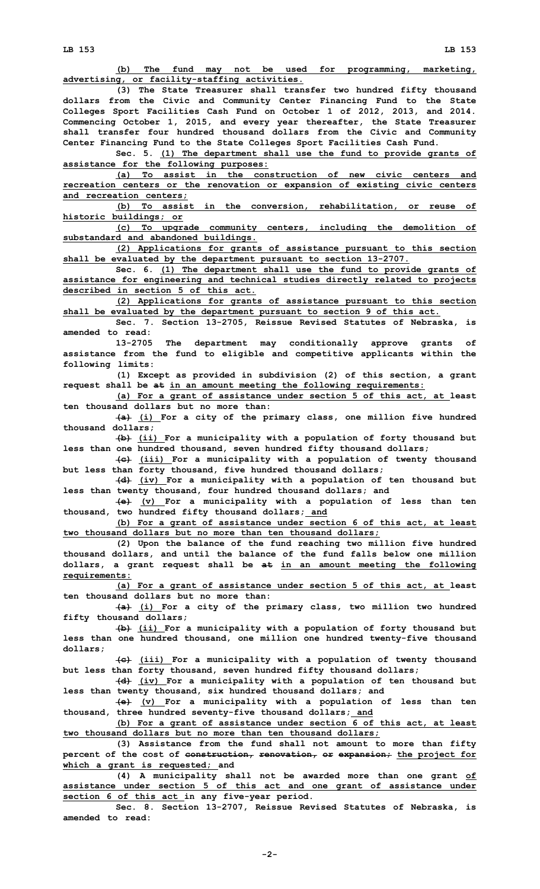(b) The fund may not be used for programming, marketing, advertising, or facility-staffing activities.

(3) The State Treasurer shall transfer two hundred fifty thousand dollars from the Civic and Community Center Financing Fund to the State Colleges Sport Facilities Cash Fund on October 1 of 2012, 2013, and 2014. Commencing October 1, 2015, and every year thereafter, the State Treasurer shall transfer four hundred thousand dollars from the Civic and Community Center Financing Fund to the State Colleges Sport Facilities Cash Fund.

Sec. 5. (1) The department shall use the fund to provide grants of assistance for the following purposes:

(a) To assist in the construction of new civic centers and recreation centers or the renovation or expansion of existing civic centers and recreation centers;

(b) To assist in the conversion, rehabilitation, or reuse of historic buildings; or

(c) To upgrade community centers, including the demolition of substandard and abandoned buildings.

(2) Applications for grants of assistance pursuant to this section shall be evaluated by the department pursuant to section 13-2707.

Sec. 6. (1) The department shall use the fund to provide grants of assistance for engineering and technical studies directly related to projects described in section 5 of this act.

(2) Applications for grants of assistance pursuant to this section shall be evaluated by the department pursuant to section 9 of this act.

Sec. 7. Section 13-2705, Reissue Revised Statutes of Nebraska, is amended to read:

13-2705 The department may conditionally approve grants of assistance from the fund to eligible and competitive applicants within the following limits:

(1) Except as provided in subdivision (2) of this section, a grant request shall be ~~at~~ in an amount meeting the following requirements:

(a) For a grant of assistance under section 5 of this act, at least ten thousand dollars but no more than:

~~(a)~~ (i) For a city of the primary class, one million five hundred thousand dollars;

~~(b)~~ (ii) For a municipality with a population of forty thousand but less than one hundred thousand, seven hundred fifty thousand dollars;

~~(c)~~ (iii) For a municipality with a population of twenty thousand but less than forty thousand, five hundred thousand dollars;

~~(d)~~ (iv) For a municipality with a population of ten thousand but less than twenty thousand, four hundred thousand dollars; and

~~(e)~~ (v) For a municipality with a population of less than ten thousand, two hundred fifty thousand dollars; and

(b) For a grant of assistance under section 6 of this act, at least two thousand dollars but no more than ten thousand dollars;

(2) Upon the balance of the fund reaching two million five hundred thousand dollars, and until the balance of the fund falls below one million dollars, a grant request shall be ~~at~~ in an amount meeting the following requirements:

(a) For a grant of assistance under section 5 of this act, at least ten thousand dollars but no more than:

~~(a)~~ (i) For a city of the primary class, two million two hundred fifty thousand dollars;

~~(b)~~ (ii) For a municipality with a population of forty thousand but less than one hundred thousand, one million one hundred twenty-five thousand dollars;

~~(c)~~ (iii) For a municipality with a population of twenty thousand but less than forty thousand, seven hundred fifty thousand dollars;

~~(d)~~ (iv) For a municipality with a population of ten thousand but less than twenty thousand, six hundred thousand dollars; and

~~(e)~~ (v) For a municipality with a population of less than ten thousand, three hundred seventy-five thousand dollars; and

(b) For a grant of assistance under section 6 of this act, at least two thousand dollars but no more than ten thousand dollars;

(3) Assistance from the fund shall not amount to more than fifty percent of the cost of ~~construction, renovation, or expansion;~~ the project for which a grant is requested; and

(4) A municipality shall not be awarded more than one grant of assistance under section 5 of this act and one grant of assistance under section 6 of this act in any five-year period.

Sec. 8. Section 13-2707, Reissue Revised Statutes of Nebraska, is amended to read: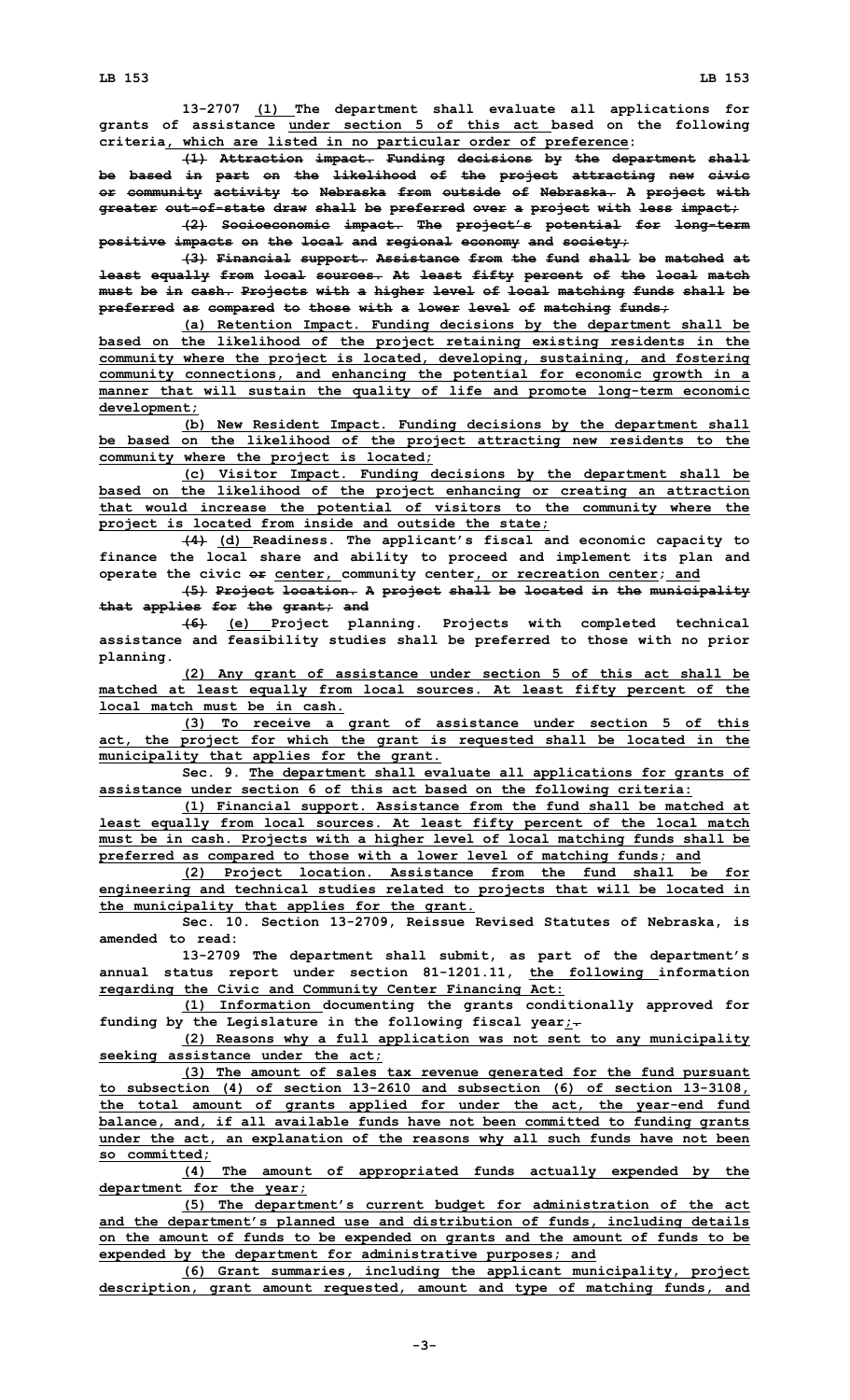13-2707 (1) The department shall evaluate all applications for grants of assistance under section 5 of this act based on the following criteria, which are listed in no particular order of preference:

~~(1) Attraction impact. Funding decisions by the department shall be based in part on the likelihood of the project attracting new civic or community activity to Nebraska from outside of Nebraska. A project with greater out-of-state draw shall be preferred over a project with less impact;~~

~~(2) Socioeconomic impact. The project's potential for long-term positive impacts on the local and regional economy and society;~~

~~(3) Financial support. Assistance from the fund shall be matched at least equally from local sources. At least fifty percent of the local match must be in cash. Projects with a higher level of local matching funds shall be preferred as compared to those with a lower level of matching funds;~~

(a) Retention Impact. Funding decisions by the department shall be based on the likelihood of the project retaining existing residents in the community where the project is located, developing, sustaining, and fostering community connections, and enhancing the potential for economic growth in a manner that will sustain the quality of life and promote long-term economic development;

(b) New Resident Impact. Funding decisions by the department shall be based on the likelihood of the project attracting new residents to the community where the project is located;

(c) Visitor Impact. Funding decisions by the department shall be based on the likelihood of the project enhancing or creating an attraction that would increase the potential of visitors to the community where the project is located from inside and outside the state;

~~(4)~~ (d) Readiness. The applicant's fiscal and economic capacity to finance the local share and ability to proceed and implement its plan and operate the civic ~~or~~ center, community center, or recreation center; and

~~(5) Project location. A project shall be located in the municipality that applies for the grant; and~~

~~(6)~~ (e) Project planning. Projects with completed technical assistance and feasibility studies shall be preferred to those with no prior planning.

(2) Any grant of assistance under section 5 of this act shall be matched at least equally from local sources. At least fifty percent of the local match must be in cash.

(3) To receive a grant of assistance under section 5 of this act, the project for which the grant is requested shall be located in the municipality that applies for the grant.

Sec. 9. The department shall evaluate all applications for grants of assistance under section 6 of this act based on the following criteria:

(1) Financial support. Assistance from the fund shall be matched at least equally from local sources. At least fifty percent of the local match must be in cash. Projects with a higher level of local matching funds shall be preferred as compared to those with a lower level of matching funds; and

(2) Project location. Assistance from the fund shall be for engineering and technical studies related to projects that will be located in the municipality that applies for the grant.

Sec. 10. Section 13-2709, Reissue Revised Statutes of Nebraska, is amended to read:

13-2709 The department shall submit, as part of the department's annual status report under section 81-1201.11, the following information regarding the Civic and Community Center Financing Act:

(1) Information documenting the grants conditionally approved for funding by the Legislature in the following fiscal year;~~.~~

(2) Reasons why a full application was not sent to any municipality seeking assistance under the act;

(3) The amount of sales tax revenue generated for the fund pursuant to subsection (4) of section 13-2610 and subsection (6) of section 13-3108, the total amount of grants applied for under the act, the year-end fund balance, and, if all available funds have not been committed to funding grants under the act, an explanation of the reasons why all such funds have not been so committed;

(4) The amount of appropriated funds actually expended by the department for the year;

(5) The department's current budget for administration of the act and the department's planned use and distribution of funds, including details on the amount of funds to be expended on grants and the amount of funds to be expended by the department for administrative purposes; and

(6) Grant summaries, including the applicant municipality, project description, grant amount requested, amount and type of matching funds, and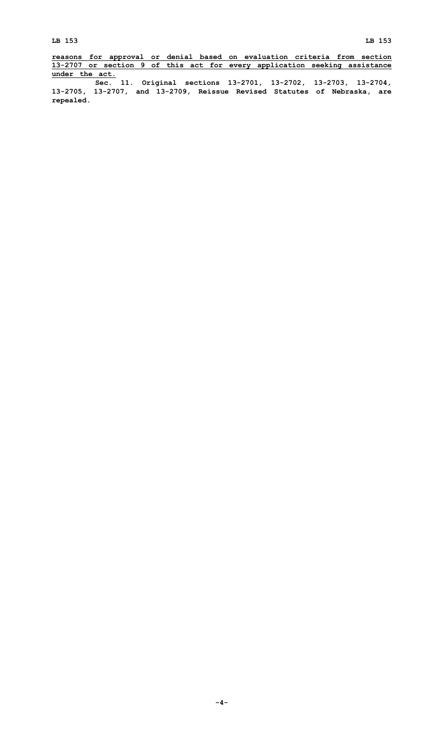reasons for approval or denial based on evaluation criteria from section 13-2707 or section 9 of this act for every application seeking assistance under the act.

Sec. 11. Original sections 13-2701, 13-2702, 13-2703, 13-2704, 13-2705, 13-2707, and 13-2709, Reissue Revised Statutes of Nebraska, are repealed.